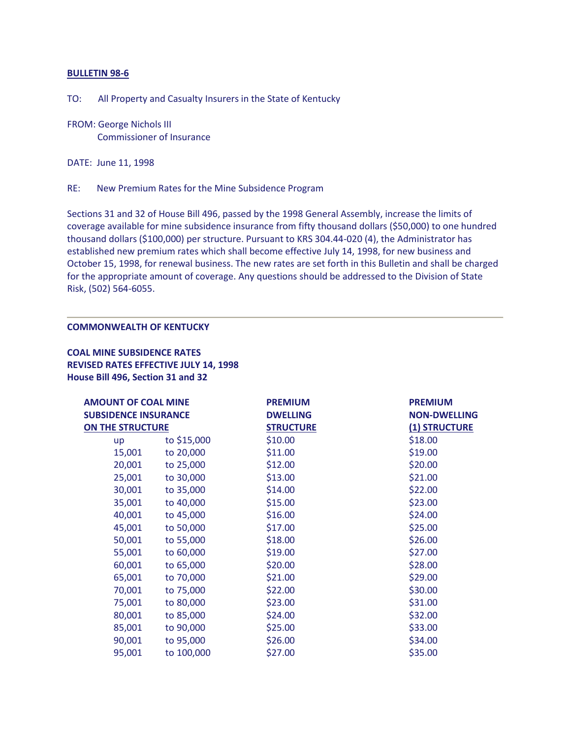**BULLETIN 98-6**

TO: All Property and Casualty Insurers in the State of Kentucky

FROM: George Nichols III
Commissioner of Insurance

DATE: June 11, 1998

RE: New Premium Rates for the Mine Subsidence Program

Sections 31 and 32 of House Bill 496, passed by the 1998 General Assembly, increase the limits of coverage available for mine subsidence insurance from fifty thousand dollars ($50,000) to one hundred thousand dollars ($100,000) per structure. Pursuant to KRS 304.44-020 (4), the Administrator has established new premium rates which shall become effective July 14, 1998, for new business and October 15, 1998, for renewal business. The new rates are set forth in this Bulletin and shall be charged for the appropriate amount of coverage. Any questions should be addressed to the Division of State Risk, (502) 564-6055.

---

**COMMONWEALTH OF KENTUCKY**

**COAL MINE SUBSIDENCE RATES**
**REVISED RATES EFFECTIVE JULY 14, 1998**
**House Bill 496, Section 31 and 32**

| AMOUNT OF COAL MINE SUBSIDENCE INSURANCE ON THE STRUCTURE | | PREMIUM DWELLING STRUCTURE | PREMIUM NON-DWELLING (1) STRUCTURE |
|---|---|---|---|
| up | to $15,000 | $10.00 | $18.00 |
| 15,001 | to 20,000 | $11.00 | $19.00 |
| 20,001 | to 25,000 | $12.00 | $20.00 |
| 25,001 | to 30,000 | $13.00 | $21.00 |
| 30,001 | to 35,000 | $14.00 | $22.00 |
| 35,001 | to 40,000 | $15.00 | $23.00 |
| 40,001 | to 45,000 | $16.00 | $24.00 |
| 45,001 | to 50,000 | $17.00 | $25.00 |
| 50,001 | to 55,000 | $18.00 | $26.00 |
| 55,001 | to 60,000 | $19.00 | $27.00 |
| 60,001 | to 65,000 | $20.00 | $28.00 |
| 65,001 | to 70,000 | $21.00 | $29.00 |
| 70,001 | to 75,000 | $22.00 | $30.00 |
| 75,001 | to 80,000 | $23.00 | $31.00 |
| 80,001 | to 85,000 | $24.00 | $32.00 |
| 85,001 | to 90,000 | $25.00 | $33.00 |
| 90,001 | to 95,000 | $26.00 | $34.00 |
| 95,001 | to 100,000 | $27.00 | $35.00 |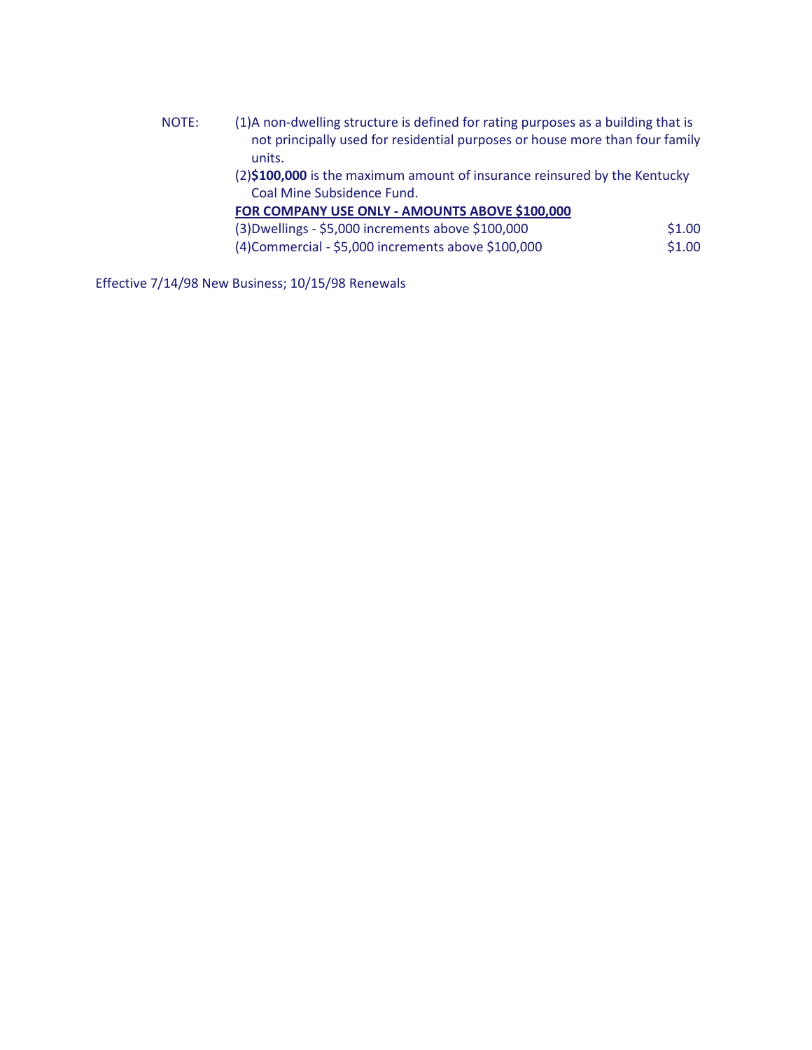NOTE:

(1)A non-dwelling structure is defined for rating purposes as a building that is not principally used for residential purposes or house more than four family units.

(2)**$100,000** is the maximum amount of insurance reinsured by the Kentucky Coal Mine Subsidence Fund.

**<u>FOR COMPANY USE ONLY - AMOUNTS ABOVE $100,000</u>**

| | |
|---|---|
| (3)Dwellings - $5,000 increments above $100,000 | $1.00 |
| (4)Commercial - $5,000 increments above $100,000 | $1.00 |

Effective 7/14/98 New Business; 10/15/98 Renewals